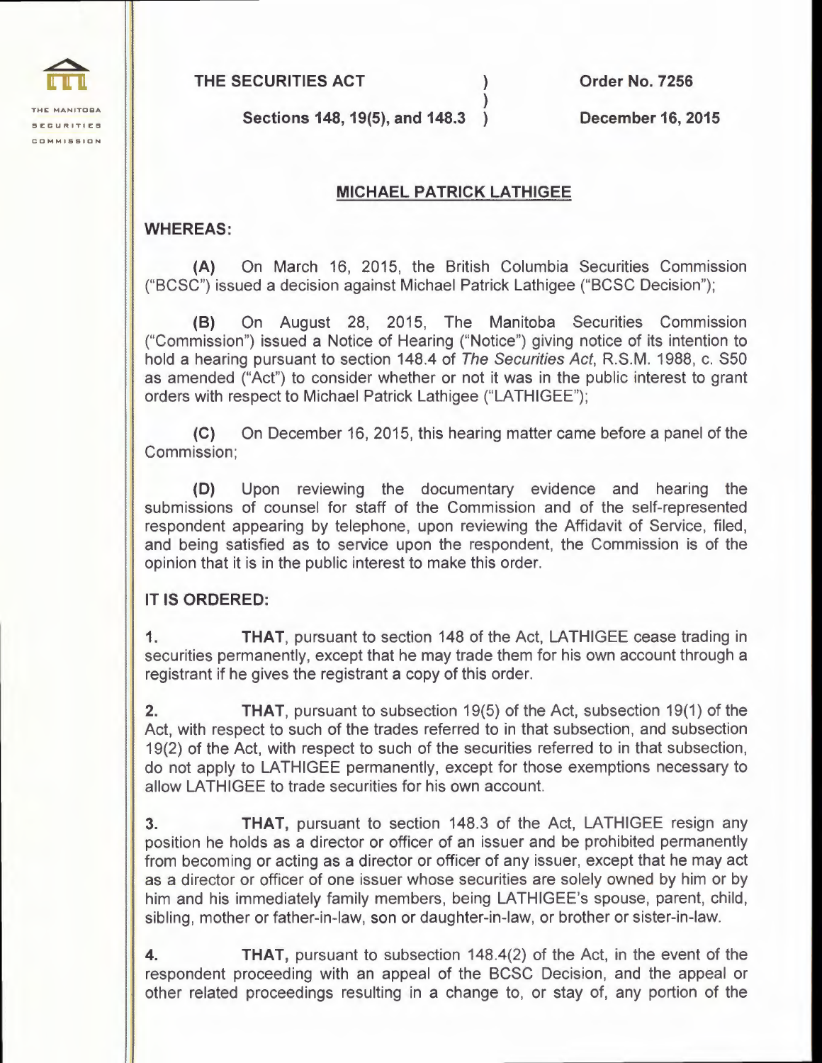THE MANITOBA SECURITIES COMMISSION

| THE SECURITIES ACT | ) | Order No. 7256 |
|---|---|---|
| | ) | |
| Sections 148, 19(5), and 148.3 | ) | December 16, 2015 |

## MICHAEL PATRICK LATHIGEE

**WHEREAS:**

**(A)** On March 16, 2015, the British Columbia Securities Commission ("BCSC") issued a decision against Michael Patrick Lathigee ("BCSC Decision");

**(B)** On August 28, 2015, The Manitoba Securities Commission ("Commission") issued a Notice of Hearing ("Notice") giving notice of its intention to hold a hearing pursuant to section 148.4 of *The Securities Act*, R.S.M. 1988, c. S50 as amended ("Act") to consider whether or not it was in the public interest to grant orders with respect to Michael Patrick Lathigee ("LATHIGEE");

**(C)** On December 16, 2015, this hearing matter came before a panel of the Commission;

**(D)** Upon reviewing the documentary evidence and hearing the submissions of counsel for staff of the Commission and of the self-represented respondent appearing by telephone, upon reviewing the Affidavit of Service, filed, and being satisfied as to service upon the respondent, the Commission is of the opinion that it is in the public interest to make this order.

**IT IS ORDERED:**

1. **THAT**, pursuant to section 148 of the Act, LATHIGEE cease trading in securities permanently, except that he may trade them for his own account through a registrant if he gives the registrant a copy of this order.

2. **THAT**, pursuant to subsection 19(5) of the Act, subsection 19(1) of the Act, with respect to such of the trades referred to in that subsection, and subsection 19(2) of the Act, with respect to such of the securities referred to in that subsection, do not apply to LATHIGEE permanently, except for those exemptions necessary to allow LATHIGEE to trade securities for his own account.

3. **THAT,** pursuant to section 148.3 of the Act, LATHIGEE resign any position he holds as a director or officer of an issuer and be prohibited permanently from becoming or acting as a director or officer of any issuer, except that he may act as a director or officer of one issuer whose securities are solely owned by him or by him and his immediately family members, being LATHIGEE's spouse, parent, child, sibling, mother or father-in-law, son or daughter-in-law, or brother or sister-in-law.

4. **THAT,** pursuant to subsection 148.4(2) of the Act, in the event of the respondent proceeding with an appeal of the BCSC Decision, and the appeal or other related proceedings resulting in a change to, or stay of, any portion of the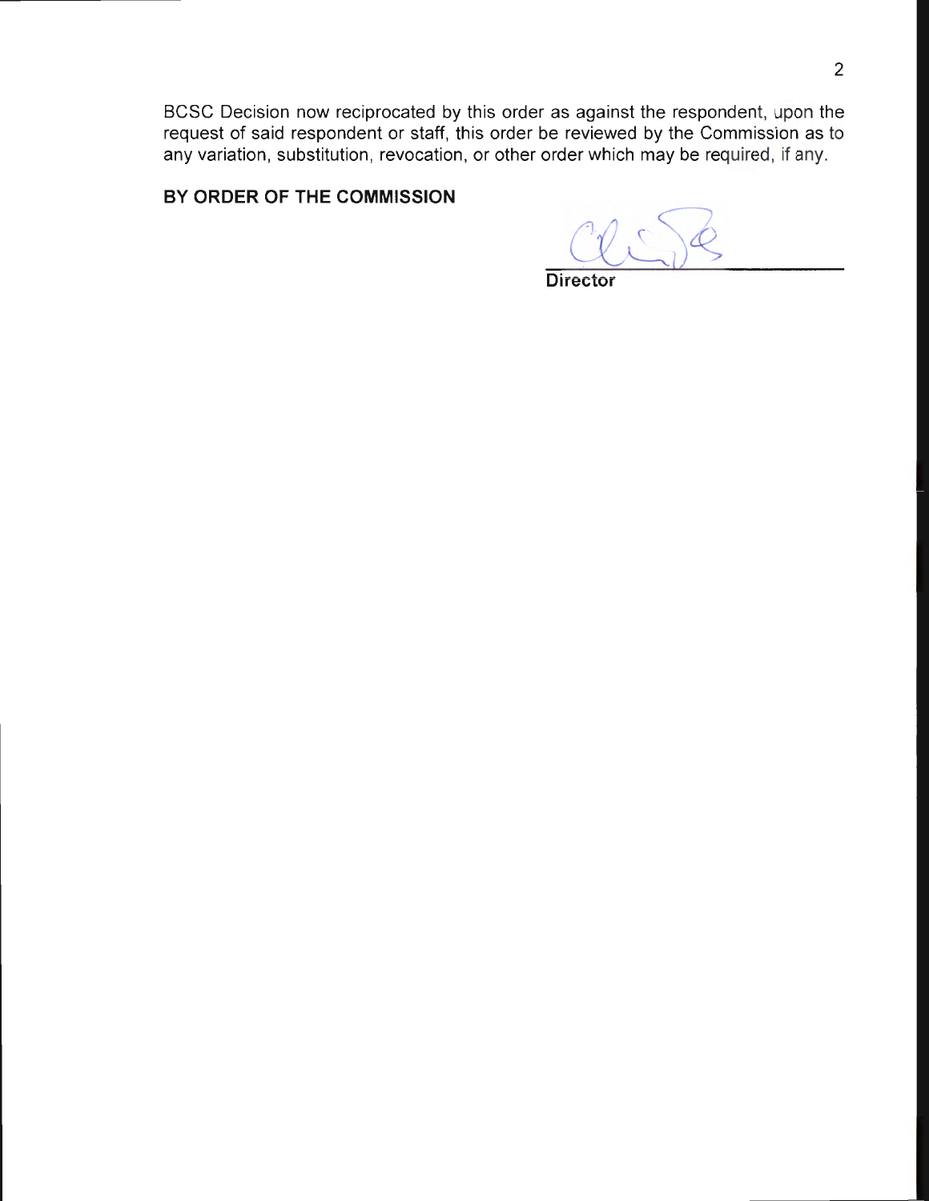BCSC Decision now reciprocated by this order as against the respondent, upon the request of said respondent or staff, this order be reviewed by the Commission as to any variation, substitution, revocation, or other order which may be required, if any.

**BY ORDER OF THE COMMISSION**

Director